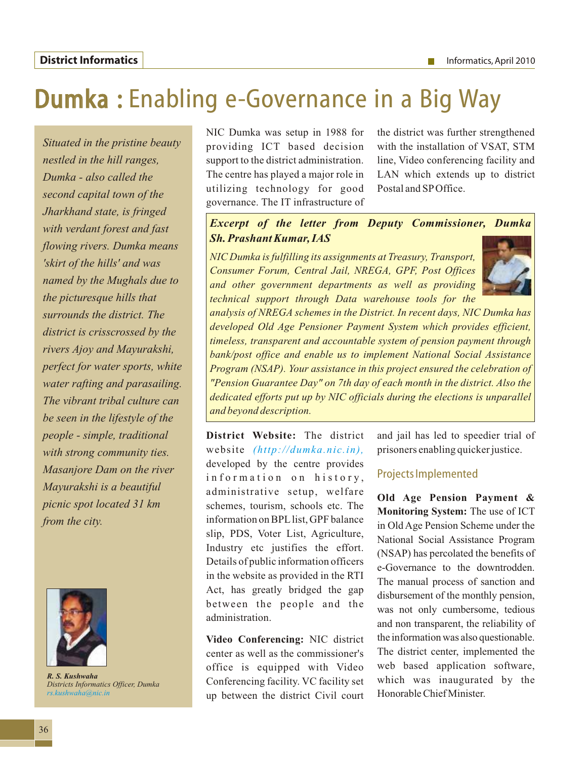# Dumka : Enabling e-Governance in a Big Way

*Situated in the pristine beauty nestled in the hill ranges, Dumka - also called the second capital town of the Jharkhand state, is fringed with verdant forest and fast flowing rivers. Dumka means 'skirt of the hills' and was named by the Mughals due to the picturesque hills that surrounds the district. The district is crisscrossed by the rivers Ajoy and Mayurakshi, perfect for water sports, white water rafting and parasailing. The vibrant tribal culture can be seen in the lifestyle of the people - simple, traditional with strong community ties. Masanjore Dam on the river Mayurakshi is a beautiful picnic spot located 31 km from the city.*

***R. S. Kushwaha***
*Districts Informatics Officer, Dumka*
*rs.kushwaha@nic.in*

NIC Dumka was setup in 1988 for providing ICT based decision support to the district administration. The centre has played a major role in utilizing technology for good governance. The IT infrastructure of the district was further strengthened with the installation of VSAT, STM line, Video conferencing facility and LAN which extends up to district Postal and SP Office.

> ***Excerpt of the letter from Deputy Commissioner, Dumka Sh. Prashant Kumar, IAS***
>
> *NIC Dumka is fulfilling its assignments at Treasury, Transport, Consumer Forum, Central Jail, NREGA, GPF, Post Offices and other government departments as well as providing technical support through Data warehouse tools for the analysis of NREGA schemes in the District. In recent days, NIC Dumka has developed Old Age Pensioner Payment System which provides efficient, timeless, transparent and accountable system of pension payment through bank/post office and enable us to implement National Social Assistance Program (NSAP). Your assistance in this project ensured the celebration of "Pension Guarantee Day" on 7th day of each month in the district. Also the dedicated efforts put up by NIC officials during the elections is unparallel and beyond description.*

**District Website:** The district website *(http://dumka.nic.in),* developed by the centre provides information on history, administrative setup, welfare schemes, tourism, schools etc. The information on BPL list, GPF balance slip, PDS, Voter List, Agriculture, Industry etc justifies the effort. Details of public information officers in the website as provided in the RTI Act, has greatly bridged the gap between the people and the administration.

**Video Conferencing:** NIC district center as well as the commissioner's office is equipped with Video Conferencing facility. VC facility set up between the district Civil court and jail has led to speedier trial of prisoners enabling quicker justice.

## Projects Implemented

**Old Age Pension Payment & Monitoring System:** The use of ICT in Old Age Pension Scheme under the National Social Assistance Program (NSAP) has percolated the benefits of e-Governance to the downtrodden. The manual process of sanction and disbursement of the monthly pension, was not only cumbersome, tedious and non transparent, the reliability of the information was also questionable. The district center, implemented the web based application software, which was inaugurated by the Honorable Chief Minister.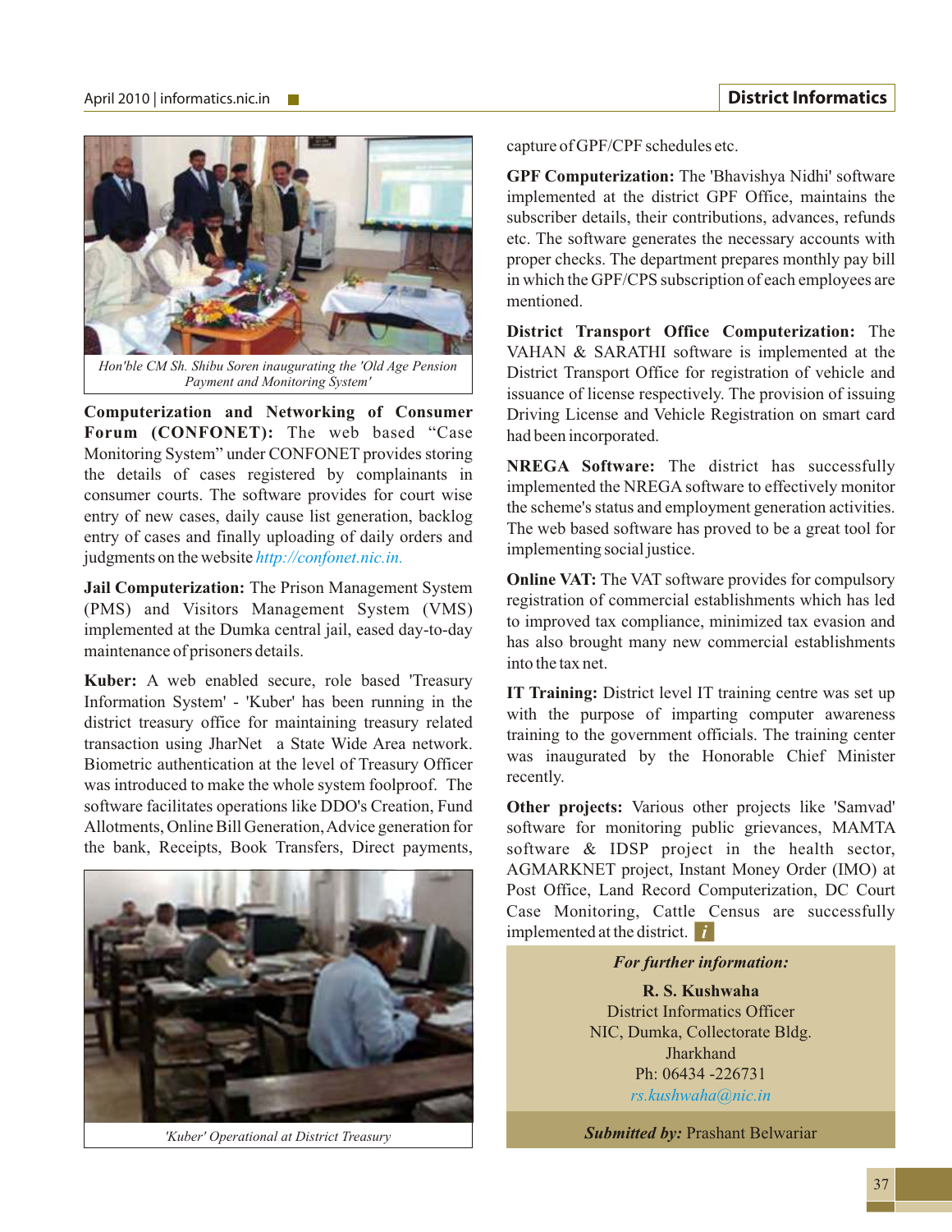*Hon'ble CM Sh. Shibu Soren inaugurating the 'Old Age Pension Payment and Monitoring System'*

**Computerization and Networking of Consumer Forum (CONFONET):** The web based "Case Monitoring System" under CONFONET provides storing the details of cases registered by complainants in consumer courts. The software provides for court wise entry of new cases, daily cause list generation, backlog entry of cases and finally uploading of daily orders and judgments on the website *http://confonet.nic.in.*

**Jail Computerization:** The Prison Management System (PMS) and Visitors Management System (VMS) implemented at the Dumka central jail, eased day-to-day maintenance of prisoners details.

**Kuber:** A web enabled secure, role based 'Treasury Information System' - 'Kuber' has been running in the district treasury office for maintaining treasury related transaction using JharNet a State Wide Area network. Biometric authentication at the level of Treasury Officer was introduced to make the whole system foolproof. The software facilitates operations like DDO's Creation, Fund Allotments, Online Bill Generation, Advice generation for the bank, Receipts, Book Transfers, Direct payments, capture of GPF/CPF schedules etc.

*'Kuber' Operational at District Treasury*

**GPF Computerization:** The 'Bhavishya Nidhi' software implemented at the district GPF Office, maintains the subscriber details, their contributions, advances, refunds etc. The software generates the necessary accounts with proper checks. The department prepares monthly pay bill in which the GPF/CPS subscription of each employees are mentioned.

**District Transport Office Computerization:** The VAHAN & SARATHI software is implemented at the District Transport Office for registration of vehicle and issuance of license respectively. The provision of issuing Driving License and Vehicle Registration on smart card had been incorporated.

**NREGA Software:** The district has successfully implemented the NREGA software to effectively monitor the scheme's status and employment generation activities. The web based software has proved to be a great tool for implementing social justice.

**Online VAT:** The VAT software provides for compulsory registration of commercial establishments which has led to improved tax compliance, minimized tax evasion and has also brought many new commercial establishments into the tax net.

**IT Training:** District level IT training centre was set up with the purpose of imparting computer awareness training to the government officials. The training center was inaugurated by the Honorable Chief Minister recently.

**Other projects:** Various other projects like 'Samvad' software for monitoring public grievances, MAMTA software & IDSP project in the health sector, AGMARKNET project, Instant Money Order (IMO) at Post Office, Land Record Computerization, DC Court Case Monitoring, Cattle Census are successfully implemented at the district.

***For further information:***

**R. S. Kushwaha**
District Informatics Officer
NIC, Dumka, Collectorate Bldg.
Jharkhand
Ph: 06434 -226731
*rs.kushwaha@nic.in*

***Submitted by:*** Prashant Belwariar